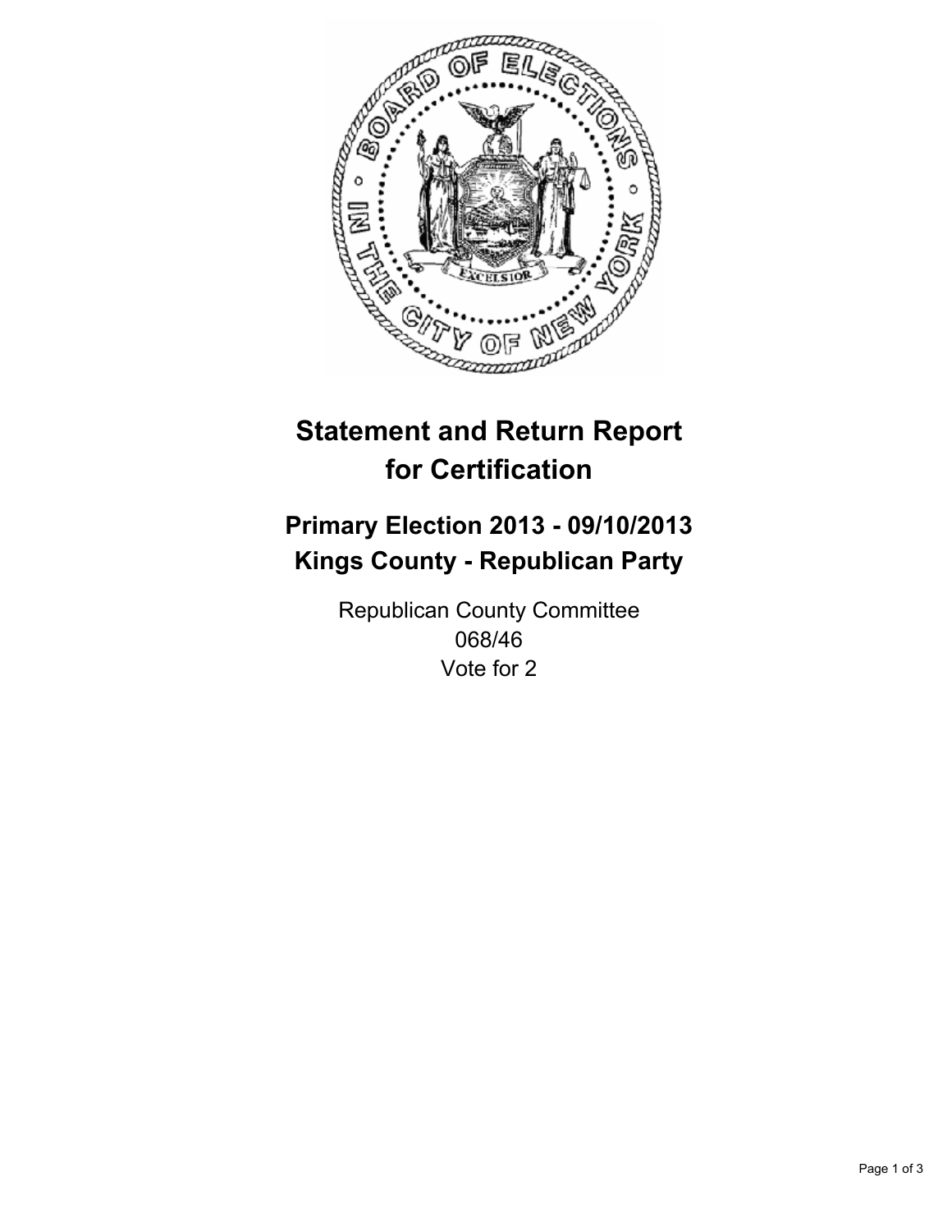# Statement and Return Report for Certification

## Primary Election 2013 - 09/10/2013
## Kings County - Republican Party

Republican County Committee
068/46
Vote for 2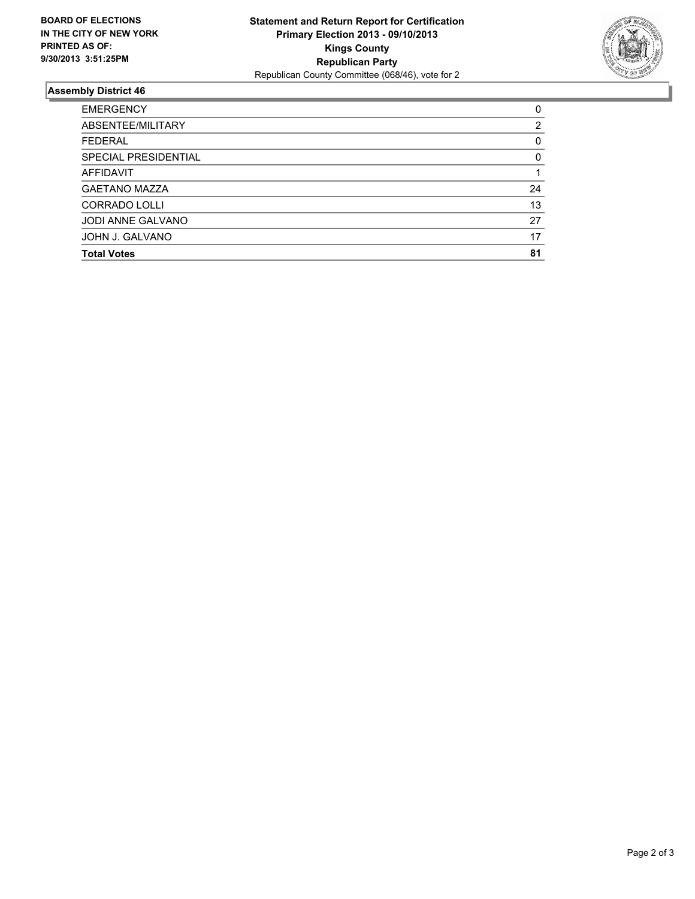**BOARD OF ELECTIONS IN THE CITY OF NEW YORK PRINTED AS OF: 9/30/2013 3:51:25PM**

**Statement and Return Report for Certification**
**Primary Election 2013 - 09/10/2013**
**Kings County**
**Republican Party**
Republican County Committee (068/46), vote for 2

## Assembly District 46

| | |
|---|---|
| EMERGENCY | 0 |
| ABSENTEE/MILITARY | 2 |
| FEDERAL | 0 |
| SPECIAL PRESIDENTIAL | 0 |
| AFFIDAVIT | 1 |
| GAETANO MAZZA | 24 |
| CORRADO LOLLI | 13 |
| JODI ANNE GALVANO | 27 |
| JOHN J. GALVANO | 17 |
| **Total Votes** | **81** |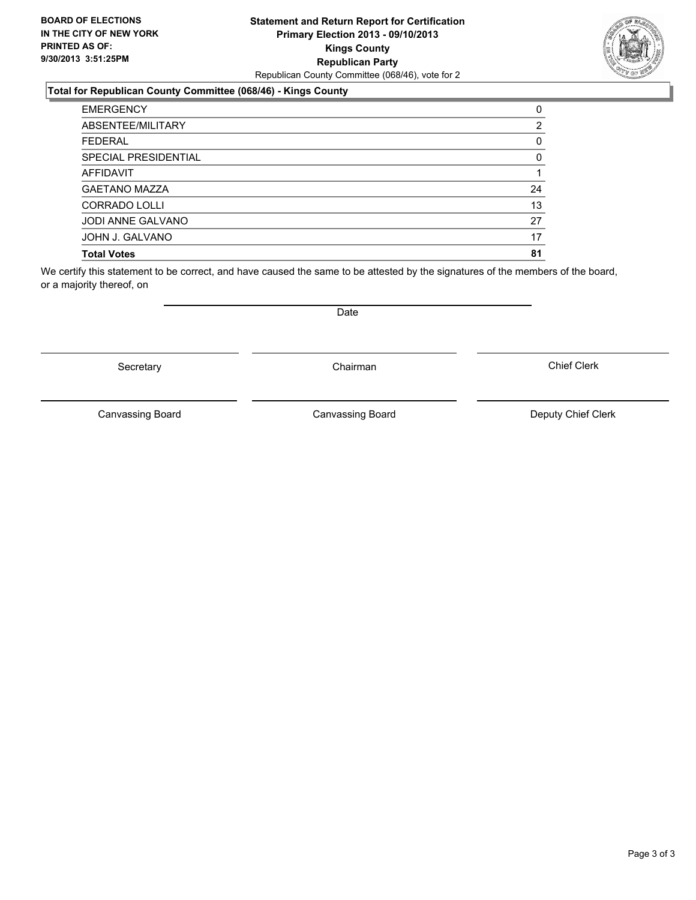**BOARD OF ELECTIONS IN THE CITY OF NEW YORK PRINTED AS OF: 9/30/2013 3:51:25PM**

**Statement and Return Report for Certification**
**Primary Election 2013 - 09/10/2013**
**Kings County**
**Republican Party**
Republican County Committee (068/46), vote for 2

### Total for Republican County Committee (068/46) - Kings County

| | |
|---|---|
| EMERGENCY | 0 |
| ABSENTEE/MILITARY | 2 |
| FEDERAL | 0 |
| SPECIAL PRESIDENTIAL | 0 |
| AFFIDAVIT | 1 |
| GAETANO MAZZA | 24 |
| CORRADO LOLLI | 13 |
| JODI ANNE GALVANO | 27 |
| JOHN J. GALVANO | 17 |
| **Total Votes** | **81** |

We certify this statement to be correct, and have caused the same to be attested by the signatures of the members of the board, or a majority thereof, on

Date

Secretary    Chairman    Chief Clerk

Canvassing Board    Canvassing Board    Deputy Chief Clerk